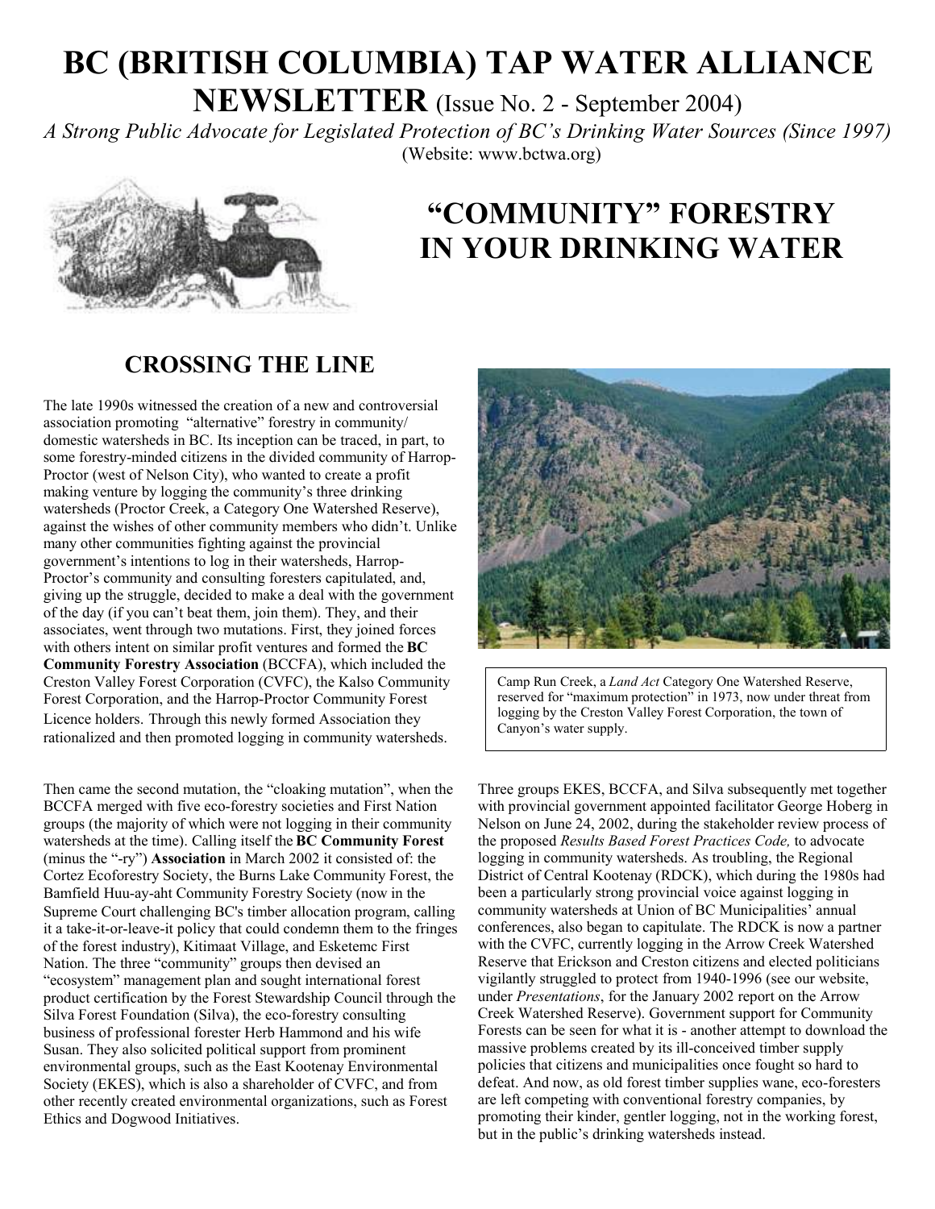# BC (BRITISH COLUMBIA) TAP WATER ALLIANCE NEWSLETTER (Issue No. 2 - September 2004)

*A Strong Public Advocate for Legislated Protection of BC's Drinking Water Sources (Since 1997)*

(Website: www.bctwa.org)

# "COMMUNITY" FORESTRY IN YOUR DRINKING WATER

## CROSSING THE LINE

The late 1990s witnessed the creation of a new and controversial association promoting "alternative" forestry in community/ domestic watersheds in BC. Its inception can be traced, in part, to some forestry-minded citizens in the divided community of Harrop-Proctor (west of Nelson City), who wanted to create a profit making venture by logging the community's three drinking watersheds (Proctor Creek, a Category One Watershed Reserve), against the wishes of other community members who didn't. Unlike many other communities fighting against the provincial government's intentions to log in their watersheds, Harrop-Proctor's community and consulting foresters capitulated, and, giving up the struggle, decided to make a deal with the government of the day (if you can't beat them, join them). They, and their associates, went through two mutations. First, they joined forces with others intent on similar profit ventures and formed the **BC Community Forestry Association** (BCCFA), which included the Creston Valley Forest Corporation (CVFC), the Kalso Community Forest Corporation, and the Harrop-Proctor Community Forest Licence holders. Through this newly formed Association they rationalized and then promoted logging in community watersheds.

Then came the second mutation, the "cloaking mutation", when the BCCFA merged with five eco-forestry societies and First Nation groups (the majority of which were not logging in their community watersheds at the time). Calling itself the **BC Community Forest** (minus the "-ry") **Association** in March 2002 it consisted of: the Cortez Ecoforestry Society, the Burns Lake Community Forest, the Bamfield Huu-ay-aht Community Forestry Society (now in the Supreme Court challenging BC's timber allocation program, calling it a take-it-or-leave-it policy that could condemn them to the fringes of the forest industry), Kitimaat Village, and Esketemc First Nation. The three "community" groups then devised an "ecosystem" management plan and sought international forest product certification by the Forest Stewardship Council through the Silva Forest Foundation (Silva), the eco-forestry consulting business of professional forester Herb Hammond and his wife Susan. They also solicited political support from prominent environmental groups, such as the East Kootenay Environmental Society (EKES), which is also a shareholder of CVFC, and from other recently created environmental organizations, such as Forest Ethics and Dogwood Initiatives.

Camp Run Creek, a *Land Act* Category One Watershed Reserve, reserved for "maximum protection" in 1973, now under threat from logging by the Creston Valley Forest Corporation, the town of Canyon's water supply.

Three groups EKES, BCCFA, and Silva subsequently met together with provincial government appointed facilitator George Hoberg in Nelson on June 24, 2002, during the stakeholder review process of the proposed *Results Based Forest Practices Code,* to advocate logging in community watersheds. As troubling, the Regional District of Central Kootenay (RDCK), which during the 1980s had been a particularly strong provincial voice against logging in community watersheds at Union of BC Municipalities' annual conferences, also began to capitulate. The RDCK is now a partner with the CVFC, currently logging in the Arrow Creek Watershed Reserve that Erickson and Creston citizens and elected politicians vigilantly struggled to protect from 1940-1996 (see our website, under *Presentations*, for the January 2002 report on the Arrow Creek Watershed Reserve). Government support for Community Forests can be seen for what it is - another attempt to download the massive problems created by its ill-conceived timber supply policies that citizens and municipalities once fought so hard to defeat. And now, as old forest timber supplies wane, eco-foresters are left competing with conventional forestry companies, by promoting their kinder, gentler logging, not in the working forest, but in the public's drinking watersheds instead.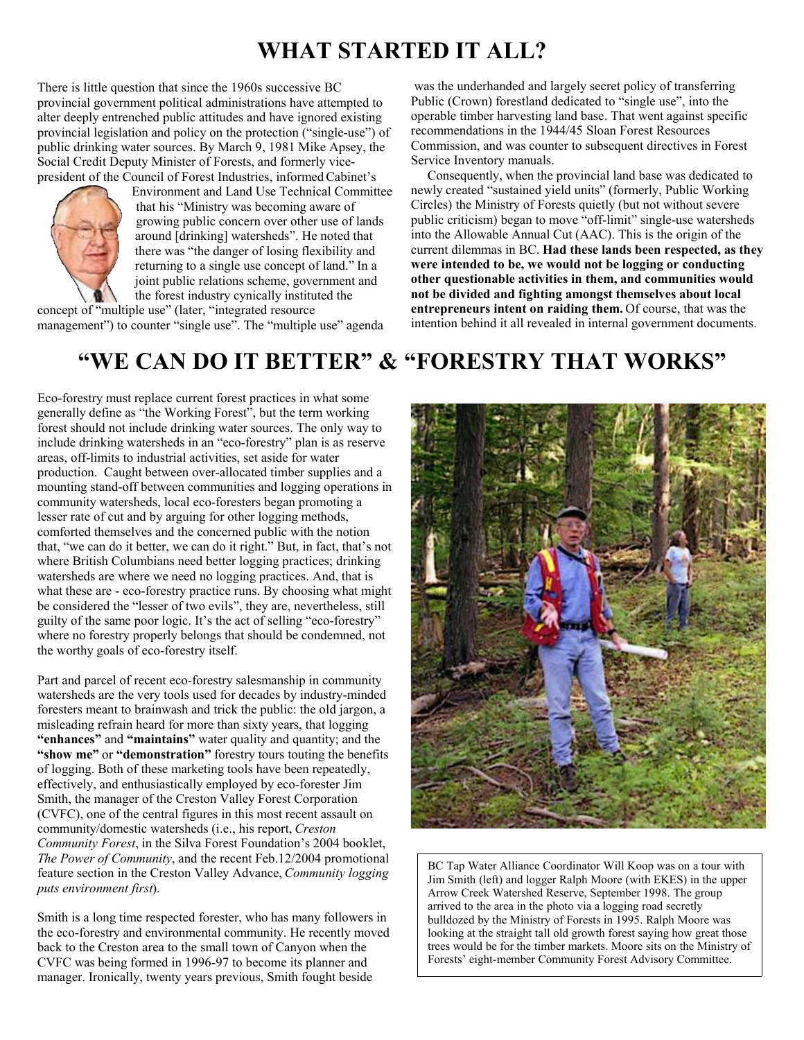# WHAT STARTED IT ALL?

There is little question that since the 1960s successive BC provincial government political administrations have attempted to alter deeply entrenched public attitudes and have ignored existing provincial legislation and policy on the protection ("single-use") of public drinking water sources. By March 9, 1981 Mike Apsey, the Social Credit Deputy Minister of Forests, and formerly vice-president of the Council of Forest Industries, informed Cabinet's Environment and Land Use Technical Committee that his "Ministry was becoming aware of growing public concern over other use of lands around [drinking] watersheds". He noted that there was "the danger of losing flexibility and returning to a single use concept of land." In a joint public relations scheme, government and the forest industry cynically instituted the concept of "multiple use" (later, "integrated resource management") to counter "single use". The "multiple use" agenda was the underhanded and largely secret policy of transferring Public (Crown) forestland dedicated to "single use", into the operable timber harvesting land base. That went against specific recommendations in the 1944/45 Sloan Forest Resources Commission, and was counter to subsequent directives in Forest Service Inventory manuals.

Consequently, when the provincial land base was dedicated to newly created "sustained yield units" (formerly, Public Working Circles) the Ministry of Forests quietly (but not without severe public criticism) began to move "off-limit" single-use watersheds into the Allowable Annual Cut (AAC). This is the origin of the current dilemmas in BC. **Had these lands been respected, as they were intended to be, we would not be logging or conducting other questionable activities in them, and communities would not be divided and fighting amongst themselves about local entrepreneurs intent on raiding them.** Of course, that was the intention behind it all revealed in internal government documents.

# "WE CAN DO IT BETTER" & "FORESTRY THAT WORKS"

Eco-forestry must replace current forest practices in what some generally define as "the Working Forest", but the term working forest should not include drinking water sources. The only way to include drinking watersheds in an "eco-forestry" plan is as reserve areas, off-limits to industrial activities, set aside for water production. Caught between over-allocated timber supplies and a mounting stand-off between communities and logging operations in community watersheds, local eco-foresters began promoting a lesser rate of cut and by arguing for other logging methods, comforted themselves and the concerned public with the notion that, "we can do it better, we can do it right." But, in fact, that's not where British Columbians need better logging practices; drinking watersheds are where we need no logging practices. And, that is what these are - eco-forestry practice runs. By choosing what might be considered the "lesser of two evils", they are, nevertheless, still guilty of the same poor logic. It's the act of selling "eco-forestry" where no forestry properly belongs that should be condemned, not the worthy goals of eco-forestry itself.

Part and parcel of recent eco-forestry salesmanship in community watersheds are the very tools used for decades by industry-minded foresters meant to brainwash and trick the public: the old jargon, a misleading refrain heard for more than sixty years, that logging **"enhances"** and **"maintains"** water quality and quantity; and the **"show me"** or **"demonstration"** forestry tours touting the benefits of logging. Both of these marketing tools have been repeatedly, effectively, and enthusiastically employed by eco-forester Jim Smith, the manager of the Creston Valley Forest Corporation (CVFC), one of the central figures in this most recent assault on community/domestic watersheds (i.e., his report, *Creston Community Forest*, in the Silva Forest Foundation's 2004 booklet, *The Power of Community*, and the recent Feb.12/2004 promotional feature section in the Creston Valley Advance, *Community logging puts environment first*).

Smith is a long time respected forester, who has many followers in the eco-forestry and environmental community. He recently moved back to the Creston area to the small town of Canyon when the CVFC was being formed in 1996-97 to become its planner and manager. Ironically, twenty years previous, Smith fought beside

BC Tap Water Alliance Coordinator Will Koop was on a tour with Jim Smith (left) and logger Ralph Moore (with EKES) in the upper Arrow Creek Watershed Reserve, September 1998. The group arrived to the area in the photo via a logging road secretly bulldozed by the Ministry of Forests in 1995. Ralph Moore was looking at the straight tall old growth forest saying how great those trees would be for the timber markets. Moore sits on the Ministry of Forests' eight-member Community Forest Advisory Committee.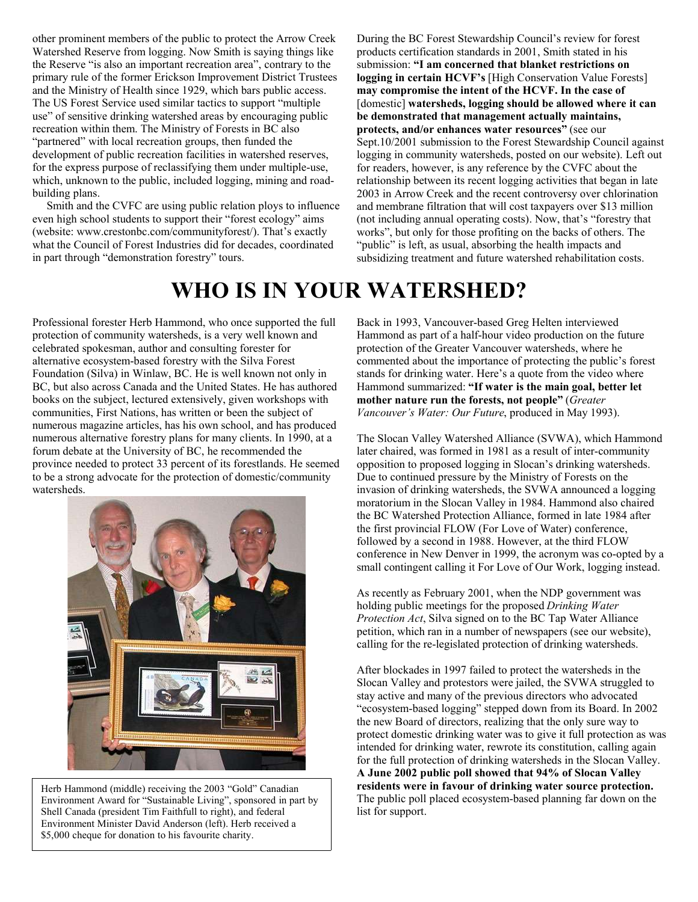other prominent members of the public to protect the Arrow Creek Watershed Reserve from logging. Now Smith is saying things like the Reserve "is also an important recreation area", contrary to the primary rule of the former Erickson Improvement District Trustees and the Ministry of Health since 1929, which bars public access. The US Forest Service used similar tactics to support "multiple use" of sensitive drinking watershed areas by encouraging public recreation within them. The Ministry of Forests in BC also "partnered" with local recreation groups, then funded the development of public recreation facilities in watershed reserves, for the express purpose of reclassifying them under multiple-use, which, unknown to the public, included logging, mining and road-building plans.

Smith and the CVFC are using public relation ploys to influence even high school students to support their "forest ecology" aims (website: www.crestonbc.com/communityforest/). That's exactly what the Council of Forest Industries did for decades, coordinated in part through "demonstration forestry" tours.

During the BC Forest Stewardship Council's review for forest products certification standards in 2001, Smith stated in his submission: **"I am concerned that blanket restrictions on logging in certain HCVF's** [High Conservation Value Forests] **may compromise the intent of the HCVF. In the case of** [domestic] **watersheds, logging should be allowed where it can be demonstrated that management actually maintains, protects, and/or enhances water resources"** (see our Sept.10/2001 submission to the Forest Stewardship Council against logging in community watersheds, posted on our website). Left out for readers, however, is any reference by the CVFC about the relationship between its recent logging activities that began in late 2003 in Arrow Creek and the recent controversy over chlorination and membrane filtration that will cost taxpayers over $13 million (not including annual operating costs). Now, that's "forestry that works", but only for those profiting on the backs of others. The "public" is left, as usual, absorbing the health impacts and subsidizing treatment and future watershed rehabilitation costs.

# WHO IS IN YOUR WATERSHED?

Professional forester Herb Hammond, who once supported the full protection of community watersheds, is a very well known and celebrated spokesman, author and consulting forester for alternative ecosystem-based forestry with the Silva Forest Foundation (Silva) in Winlaw, BC. He is well known not only in BC, but also across Canada and the United States. He has authored books on the subject, lectured extensively, given workshops with communities, First Nations, has written or been the subject of numerous magazine articles, has his own school, and has produced numerous alternative forestry plans for many clients. In 1990, at a forum debate at the University of BC, he recommended the province needed to protect 33 percent of its forestlands. He seemed to be a strong advocate for the protection of domestic/community watersheds.

Herb Hammond (middle) receiving the 2003 "Gold" Canadian Environment Award for "Sustainable Living", sponsored in part by Shell Canada (president Tim Faithfull to right), and federal Environment Minister David Anderson (left). Herb received a $5,000 cheque for donation to his favourite charity.

Back in 1993, Vancouver-based Greg Helten interviewed Hammond as part of a half-hour video production on the future protection of the Greater Vancouver watersheds, where he commented about the importance of protecting the public's forest stands for drinking water. Here's a quote from the video where Hammond summarized: **"If water is the main goal, better let mother nature run the forests, not people"** (*Greater Vancouver's Water: Our Future*, produced in May 1993).

The Slocan Valley Watershed Alliance (SVWA), which Hammond later chaired, was formed in 1981 as a result of inter-community opposition to proposed logging in Slocan's drinking watersheds. Due to continued pressure by the Ministry of Forests on the invasion of drinking watersheds, the SVWA announced a logging moratorium in the Slocan Valley in 1984. Hammond also chaired the BC Watershed Protection Alliance, formed in late 1984 after the first provincial FLOW (For Love of Water) conference, followed by a second in 1988. However, at the third FLOW conference in New Denver in 1999, the acronym was co-opted by a small contingent calling it For Love of Our Work, logging instead.

As recently as February 2001, when the NDP government was holding public meetings for the proposed *Drinking Water Protection Act*, Silva signed on to the BC Tap Water Alliance petition, which ran in a number of newspapers (see our website), calling for the re-legislated protection of drinking watersheds.

After blockades in 1997 failed to protect the watersheds in the Slocan Valley and protestors were jailed, the SVWA struggled to stay active and many of the previous directors who advocated "ecosystem-based logging" stepped down from its Board. In 2002 the new Board of directors, realizing that the only sure way to protect domestic drinking water was to give it full protection as was intended for drinking water, rewrote its constitution, calling again for the full protection of drinking watersheds in the Slocan Valley. **A June 2002 public poll showed that 94% of Slocan Valley residents were in favour of drinking water source protection.** The public poll placed ecosystem-based planning far down on the list for support.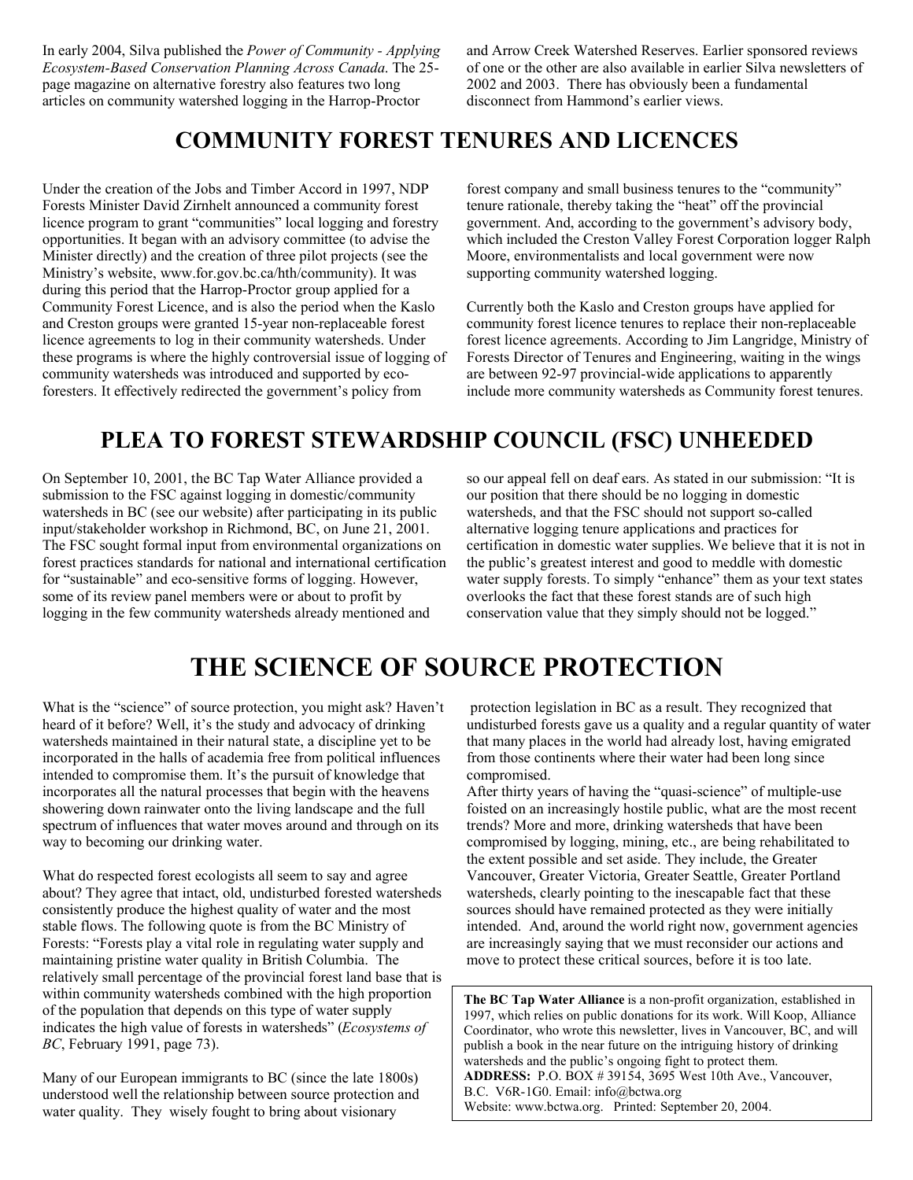In early 2004, Silva published the *Power of Community - Applying Ecosystem-Based Conservation Planning Across Canada*. The 25-page magazine on alternative forestry also features two long articles on community watershed logging in the Harrop-Proctor and Arrow Creek Watershed Reserves. Earlier sponsored reviews of one or the other are also available in earlier Silva newsletters of 2002 and 2003. There has obviously been a fundamental disconnect from Hammond's earlier views.

## COMMUNITY FOREST TENURES AND LICENCES

Under the creation of the Jobs and Timber Accord in 1997, NDP Forests Minister David Zirnhelt announced a community forest licence program to grant "communities" local logging and forestry opportunities. It began with an advisory committee (to advise the Minister directly) and the creation of three pilot projects (see the Ministry's website, www.for.gov.bc.ca/hth/community). It was during this period that the Harrop-Proctor group applied for a Community Forest Licence, and is also the period when the Kaslo and Creston groups were granted 15-year non-replaceable forest licence agreements to log in their community watersheds. Under these programs is where the highly controversial issue of logging of community watersheds was introduced and supported by eco-foresters. It effectively redirected the government's policy from forest company and small business tenures to the "community" tenure rationale, thereby taking the "heat" off the provincial government. And, according to the government's advisory body, which included the Creston Valley Forest Corporation logger Ralph Moore, environmentalists and local government were now supporting community watershed logging.

Currently both the Kaslo and Creston groups have applied for community forest licence tenures to replace their non-replaceable forest licence agreements. According to Jim Langridge, Ministry of Forests Director of Tenures and Engineering, waiting in the wings are between 92-97 provincial-wide applications to apparently include more community watersheds as Community forest tenures.

## PLEA TO FOREST STEWARDSHIP COUNCIL (FSC) UNHEEDED

On September 10, 2001, the BC Tap Water Alliance provided a submission to the FSC against logging in domestic/community watersheds in BC (see our website) after participating in its public input/stakeholder workshop in Richmond, BC, on June 21, 2001. The FSC sought formal input from environmental organizations on forest practices standards for national and international certification for "sustainable" and eco-sensitive forms of logging. However, some of its review panel members were or about to profit by logging in the few community watersheds already mentioned and so our appeal fell on deaf ears. As stated in our submission: "It is our position that there should be no logging in domestic watersheds, and that the FSC should not support so-called alternative logging tenure applications and practices for certification in domestic water supplies. We believe that it is not in the public's greatest interest and good to meddle with domestic water supply forests. To simply "enhance" them as your text states overlooks the fact that these forest stands are of such high conservation value that they simply should not be logged."

## THE SCIENCE OF SOURCE PROTECTION

What is the "science" of source protection, you might ask? Haven't heard of it before? Well, it's the study and advocacy of drinking watersheds maintained in their natural state, a discipline yet to be incorporated in the halls of academia free from political influences intended to compromise them. It's the pursuit of knowledge that incorporates all the natural processes that begin with the heavens showering down rainwater onto the living landscape and the full spectrum of influences that water moves around and through on its way to becoming our drinking water.

What do respected forest ecologists all seem to say and agree about? They agree that intact, old, undisturbed forested watersheds consistently produce the highest quality of water and the most stable flows. The following quote is from the BC Ministry of Forests: "Forests play a vital role in regulating water supply and maintaining pristine water quality in British Columbia. The relatively small percentage of the provincial forest land base that is within community watersheds combined with the high proportion of the population that depends on this type of water supply indicates the high value of forests in watersheds" (*Ecosystems of BC*, February 1991, page 73).

Many of our European immigrants to BC (since the late 1800s) understood well the relationship between source protection and water quality. They wisely fought to bring about visionary protection legislation in BC as a result. They recognized that undisturbed forests gave us a quality and a regular quantity of water that many places in the world had already lost, having emigrated from those continents where their water had been long since compromised.

After thirty years of having the "quasi-science" of multiple-use foisted on an increasingly hostile public, what are the most recent trends? More and more, drinking watersheds that have been compromised by logging, mining, etc., are being rehabilitated to the extent possible and set aside. They include, the Greater Vancouver, Greater Victoria, Greater Seattle, Greater Portland watersheds, clearly pointing to the inescapable fact that these sources should have remained protected as they were initially intended. And, around the world right now, government agencies are increasingly saying that we must reconsider our actions and move to protect these critical sources, before it is too late.

**The BC Tap Water Alliance** is a non-profit organization, established in 1997, which relies on public donations for its work. Will Koop, Alliance Coordinator, who wrote this newsletter, lives in Vancouver, BC, and will publish a book in the near future on the intriguing history of drinking watersheds and the public's ongoing fight to protect them.
**ADDRESS:** P.O. BOX # 39154, 3695 West 10th Ave., Vancouver, B.C. V6R-1G0. Email: info@bctwa.org
Website: www.bctwa.org. Printed: September 20, 2004.